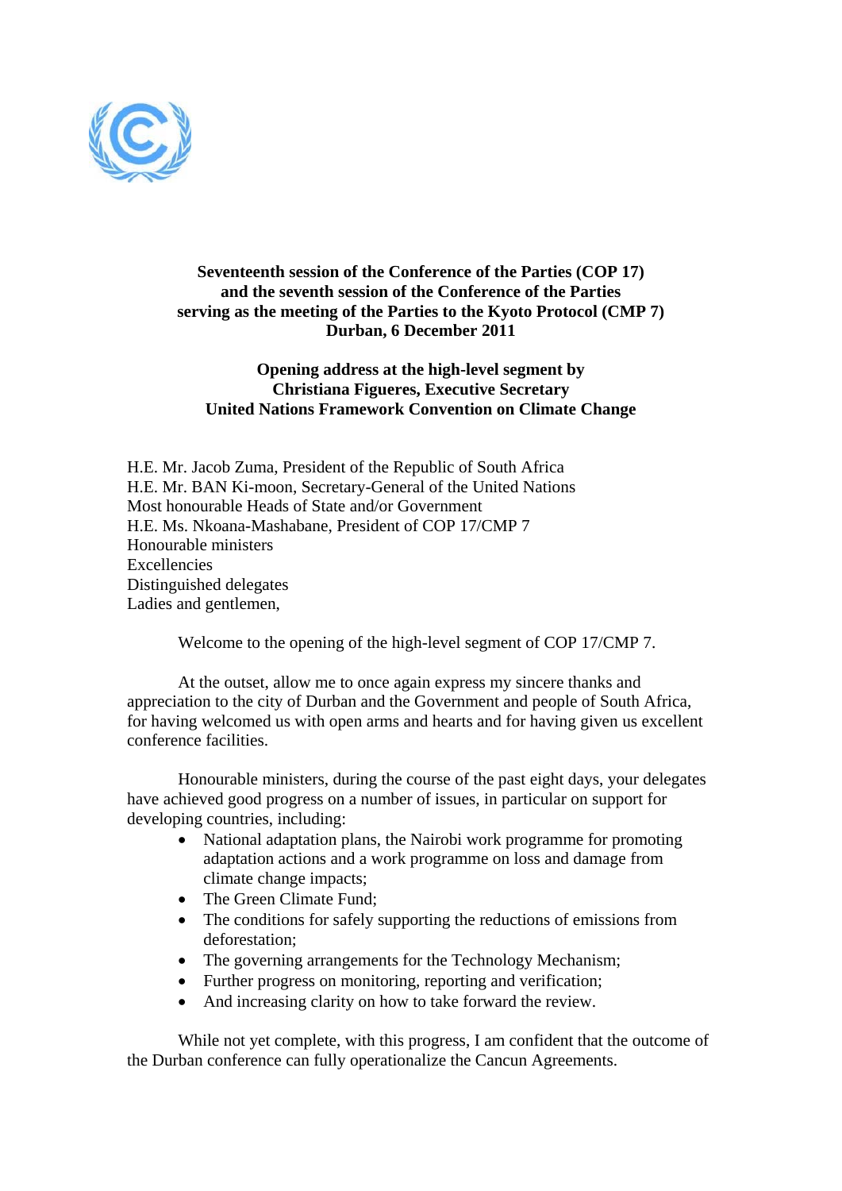**Seventeenth session of the Conference of the Parties (COP 17)
and the seventh session of the Conference of the Parties
serving as the meeting of the Parties to the Kyoto Protocol (CMP 7)
Durban, 6 December 2011**

**Opening address at the high-level segment by
Christiana Figueres, Executive Secretary
United Nations Framework Convention on Climate Change**

H.E. Mr. Jacob Zuma, President of the Republic of South Africa
H.E. Mr. BAN Ki-moon, Secretary-General of the United Nations
Most honourable Heads of State and/or Government
H.E. Ms. Nkoana-Mashabane, President of COP 17/CMP 7
Honourable ministers
Excellencies
Distinguished delegates
Ladies and gentlemen,

Welcome to the opening of the high-level segment of COP 17/CMP 7.

At the outset, allow me to once again express my sincere thanks and appreciation to the city of Durban and the Government and people of South Africa, for having welcomed us with open arms and hearts and for having given us excellent conference facilities.

Honourable ministers, during the course of the past eight days, your delegates have achieved good progress on a number of issues, in particular on support for developing countries, including:

- National adaptation plans, the Nairobi work programme for promoting adaptation actions and a work programme on loss and damage from climate change impacts;
- The Green Climate Fund;
- The conditions for safely supporting the reductions of emissions from deforestation;
- The governing arrangements for the Technology Mechanism;
- Further progress on monitoring, reporting and verification;
- And increasing clarity on how to take forward the review.

While not yet complete, with this progress, I am confident that the outcome of the Durban conference can fully operationalize the Cancun Agreements.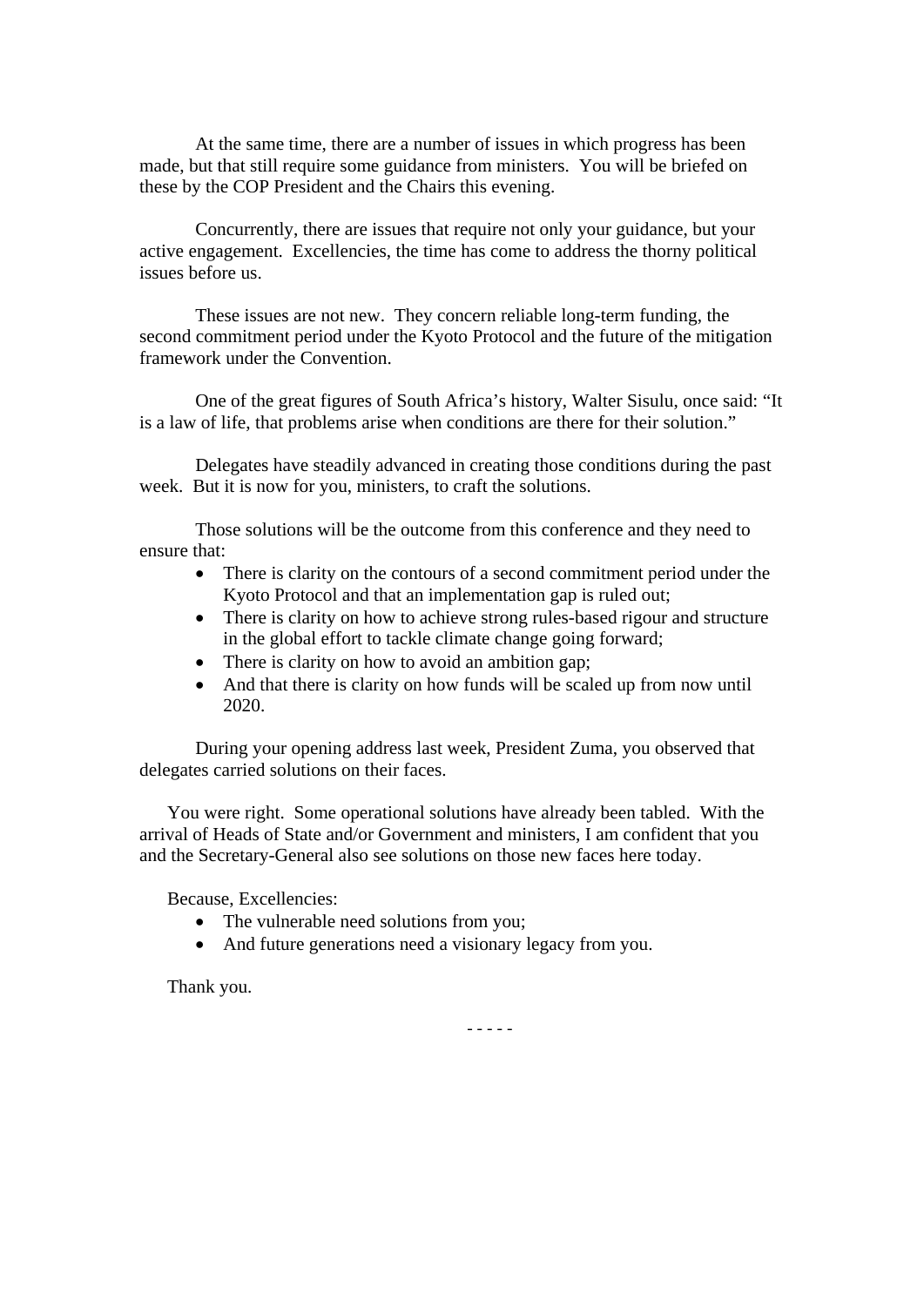At the same time, there are a number of issues in which progress has been made, but that still require some guidance from ministers. You will be briefed on these by the COP President and the Chairs this evening.

Concurrently, there are issues that require not only your guidance, but your active engagement. Excellencies, the time has come to address the thorny political issues before us.

These issues are not new. They concern reliable long-term funding, the second commitment period under the Kyoto Protocol and the future of the mitigation framework under the Convention.

One of the great figures of South Africa's history, Walter Sisulu, once said: "It is a law of life, that problems arise when conditions are there for their solution."

Delegates have steadily advanced in creating those conditions during the past week. But it is now for you, ministers, to craft the solutions.

Those solutions will be the outcome from this conference and they need to ensure that:

- There is clarity on the contours of a second commitment period under the Kyoto Protocol and that an implementation gap is ruled out;
- There is clarity on how to achieve strong rules-based rigour and structure in the global effort to tackle climate change going forward;
- There is clarity on how to avoid an ambition gap;
- And that there is clarity on how funds will be scaled up from now until 2020.

During your opening address last week, President Zuma, you observed that delegates carried solutions on their faces.

You were right. Some operational solutions have already been tabled. With the arrival of Heads of State and/or Government and ministers, I am confident that you and the Secretary-General also see solutions on those new faces here today.

Because, Excellencies:

- The vulnerable need solutions from you;
- And future generations need a visionary legacy from you.

Thank you.

- - - - -